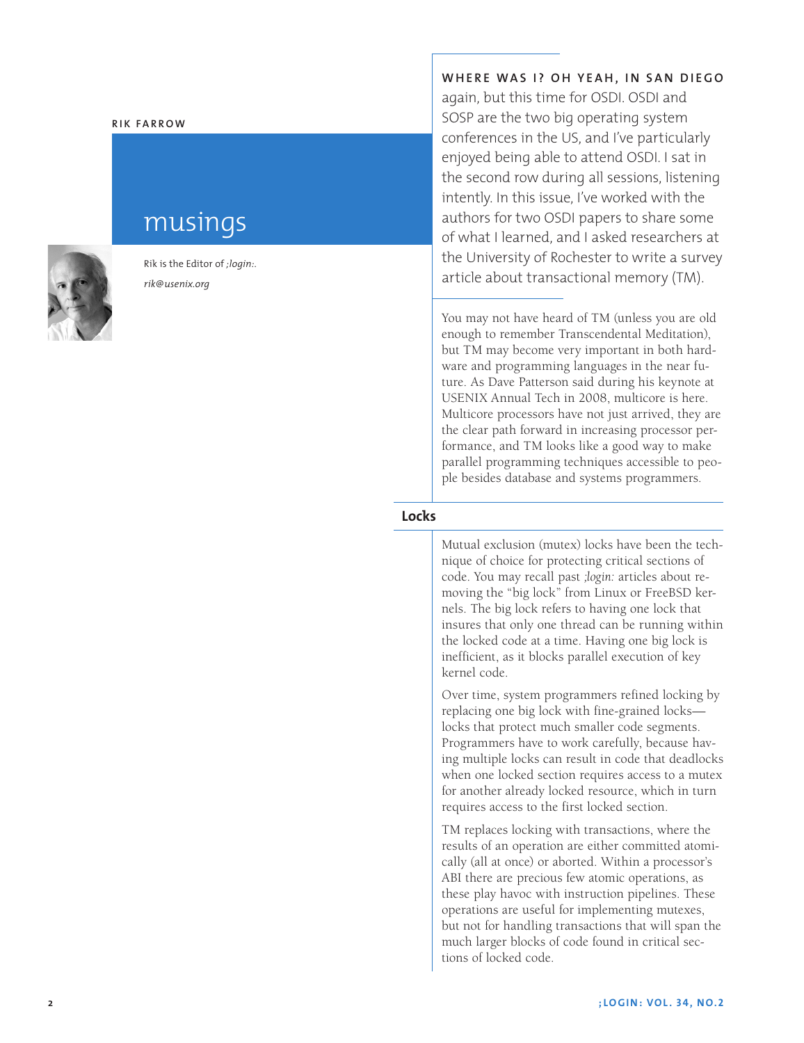RIK FARROW

# musings

Rik is the Editor of *;login:*.
*rik@usenix.org*

**WHERE WAS I? OH YEAH, IN SAN DIEGO** again, but this time for OSDI. OSDI and SOSP are the two big operating system conferences in the US, and I've particularly enjoyed being able to attend OSDI. I sat in the second row during all sessions, listening intently. In this issue, I've worked with the authors for two OSDI papers to share some of what I learned, and I asked researchers at the University of Rochester to write a survey article about transactional memory (TM).

You may not have heard of TM (unless you are old enough to remember Transcendental Meditation), but TM may become very important in both hardware and programming languages in the near future. As Dave Patterson said during his keynote at USENIX Annual Tech in 2008, multicore is here. Multicore processors have not just arrived, they are the clear path forward in increasing processor performance, and TM looks like a good way to make parallel programming techniques accessible to people besides database and systems programmers.

## Locks

Mutual exclusion (mutex) locks have been the technique of choice for protecting critical sections of code. You may recall past *;login:* articles about removing the "big lock" from Linux or FreeBSD kernels. The big lock refers to having one lock that insures that only one thread can be running within the locked code at a time. Having one big lock is inefficient, as it blocks parallel execution of key kernel code.

Over time, system programmers refined locking by replacing one big lock with fine-grained locks—locks that protect much smaller code segments. Programmers have to work carefully, because having multiple locks can result in code that deadlocks when one locked section requires access to a mutex for another already locked resource, which in turn requires access to the first locked section.

TM replaces locking with transactions, where the results of an operation are either committed atomically (all at once) or aborted. Within a processor's ABI there are precious few atomic operations, as these play havoc with instruction pipelines. These operations are useful for implementing mutexes, but not for handling transactions that will span the much larger blocks of code found in critical sections of locked code.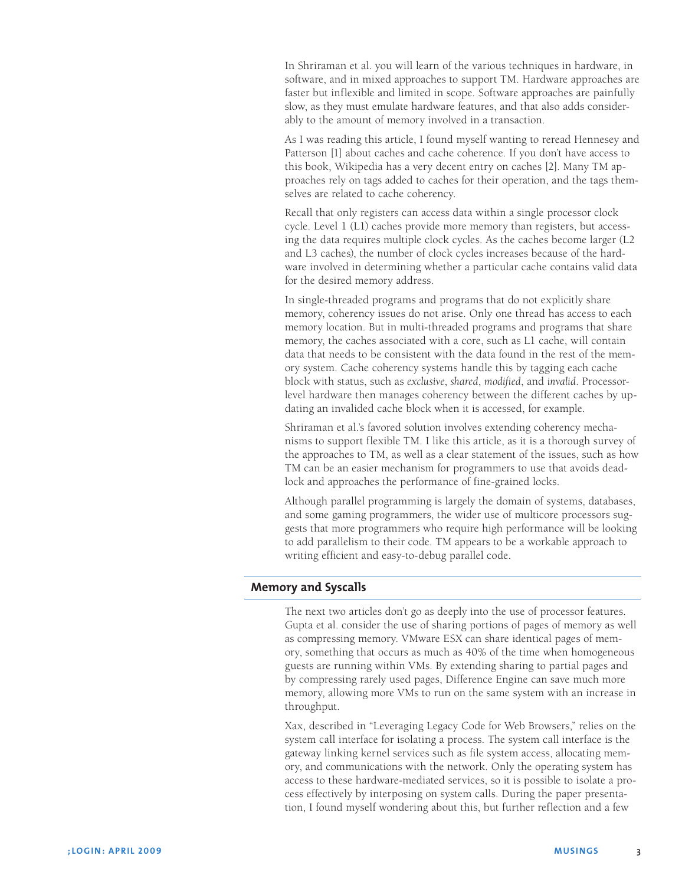In Shriraman et al. you will learn of the various techniques in hardware, in software, and in mixed approaches to support TM. Hardware approaches are faster but inflexible and limited in scope. Software approaches are painfully slow, as they must emulate hardware features, and that also adds considerably to the amount of memory involved in a transaction.

As I was reading this article, I found myself wanting to reread Hennesey and Patterson [1] about caches and cache coherence. If you don't have access to this book, Wikipedia has a very decent entry on caches [2]. Many TM approaches rely on tags added to caches for their operation, and the tags themselves are related to cache coherency.

Recall that only registers can access data within a single processor clock cycle. Level 1 (L1) caches provide more memory than registers, but accessing the data requires multiple clock cycles. As the caches become larger (L2 and L3 caches), the number of clock cycles increases because of the hardware involved in determining whether a particular cache contains valid data for the desired memory address.

In single-threaded programs and programs that do not explicitly share memory, coherency issues do not arise. Only one thread has access to each memory location. But in multi-threaded programs and programs that share memory, the caches associated with a core, such as L1 cache, will contain data that needs to be consistent with the data found in the rest of the memory system. Cache coherency systems handle this by tagging each cache block with status, such as *exclusive*, *shared*, *modified*, and *invalid*. Processor-level hardware then manages coherency between the different caches by updating an invalided cache block when it is accessed, for example.

Shriraman et al.'s favored solution involves extending coherency mechanisms to support flexible TM. I like this article, as it is a thorough survey of the approaches to TM, as well as a clear statement of the issues, such as how TM can be an easier mechanism for programmers to use that avoids deadlock and approaches the performance of fine-grained locks.

Although parallel programming is largely the domain of systems, databases, and some gaming programmers, the wider use of multicore processors suggests that more programmers who require high performance will be looking to add parallelism to their code. TM appears to be a workable approach to writing efficient and easy-to-debug parallel code.

## Memory and Syscalls

The next two articles don't go as deeply into the use of processor features. Gupta et al. consider the use of sharing portions of pages of memory as well as compressing memory. VMware ESX can share identical pages of memory, something that occurs as much as 40% of the time when homogeneous guests are running within VMs. By extending sharing to partial pages and by compressing rarely used pages, Difference Engine can save much more memory, allowing more VMs to run on the same system with an increase in throughput.

Xax, described in "Leveraging Legacy Code for Web Browsers," relies on the system call interface for isolating a process. The system call interface is the gateway linking kernel services such as file system access, allocating memory, and communications with the network. Only the operating system has access to these hardware-mediated services, so it is possible to isolate a process effectively by interposing on system calls. During the paper presentation, I found myself wondering about this, but further reflection and a few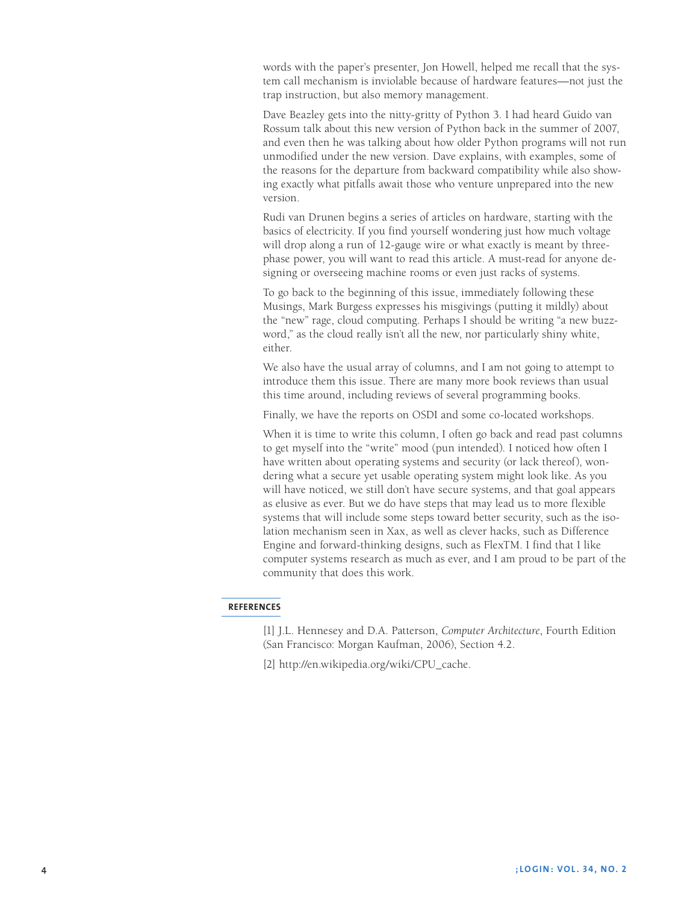words with the paper's presenter, Jon Howell, helped me recall that the system call mechanism is inviolable because of hardware features—not just the trap instruction, but also memory management.

Dave Beazley gets into the nitty-gritty of Python 3. I had heard Guido van Rossum talk about this new version of Python back in the summer of 2007, and even then he was talking about how older Python programs will not run unmodified under the new version. Dave explains, with examples, some of the reasons for the departure from backward compatibility while also showing exactly what pitfalls await those who venture unprepared into the new version.

Rudi van Drunen begins a series of articles on hardware, starting with the basics of electricity. If you find yourself wondering just how much voltage will drop along a run of 12-gauge wire or what exactly is meant by three-phase power, you will want to read this article. A must-read for anyone designing or overseeing machine rooms or even just racks of systems.

To go back to the beginning of this issue, immediately following these Musings, Mark Burgess expresses his misgivings (putting it mildly) about the "new" rage, cloud computing. Perhaps I should be writing "a new buzzword," as the cloud really isn't all the new, nor particularly shiny white, either.

We also have the usual array of columns, and I am not going to attempt to introduce them this issue. There are many more book reviews than usual this time around, including reviews of several programming books.

Finally, we have the reports on OSDI and some co-located workshops.

When it is time to write this column, I often go back and read past columns to get myself into the "write" mood (pun intended). I noticed how often I have written about operating systems and security (or lack thereof), wondering what a secure yet usable operating system might look like. As you will have noticed, we still don't have secure systems, and that goal appears as elusive as ever. But we do have steps that may lead us to more flexible systems that will include some steps toward better security, such as the isolation mechanism seen in Xax, as well as clever hacks, such as Difference Engine and forward-thinking designs, such as FlexTM. I find that I like computer systems research as much as ever, and I am proud to be part of the community that does this work.

## REFERENCES

[1] J.L. Hennesey and D.A. Patterson, *Computer Architecture*, Fourth Edition (San Francisco: Morgan Kaufman, 2006), Section 4.2.

[2] http://en.wikipedia.org/wiki/CPU_cache.